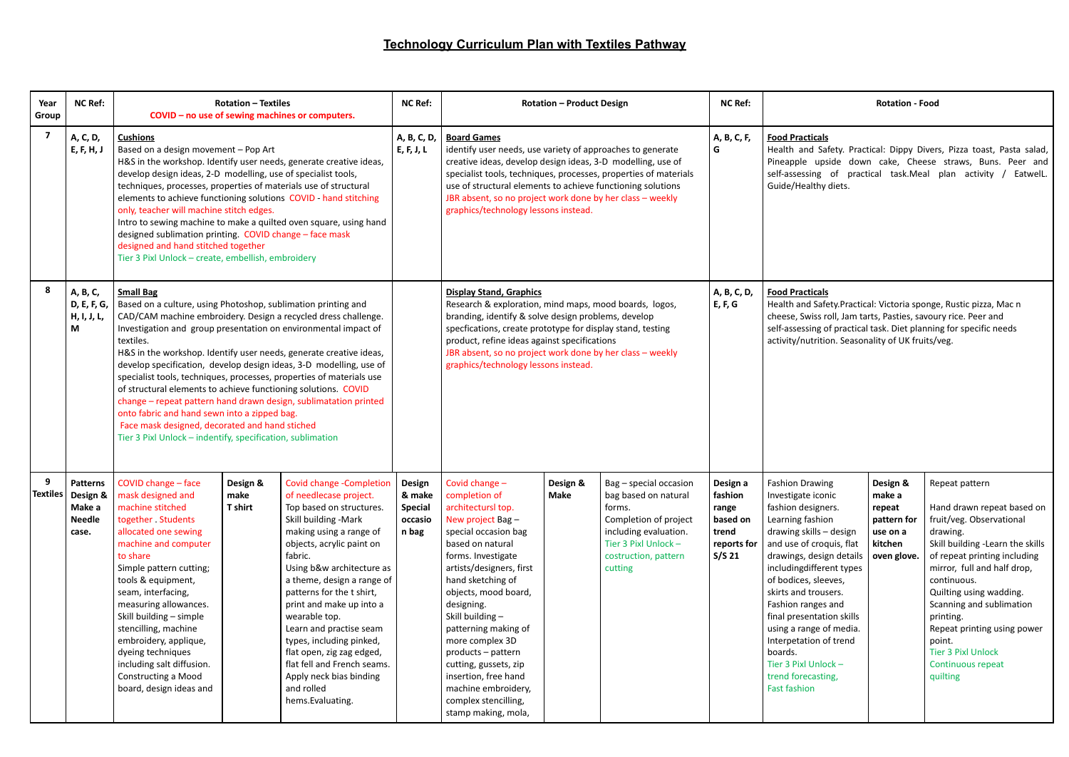# Technology Curriculum Plan with Textiles Pathway

| Year Group | NC Ref: | Rotation – Textiles<br>COVID – no use of sewing machines or computers. | | | NC Ref: | Rotation – Product Design | | | NC Ref: | Rotation - Food | | |
|---|---|---|---|---|---|---|---|---|---|---|---|---|
| **7** | **A, C, D, E, F, H, J** | **Cushions**<br>Based on a design movement – Pop Art<br>H&S in the workshop. Identify user needs, generate creative ideas, develop design ideas, 2-D modelling, use of specialist tools, techniques, processes, properties of materials use of structural elements to achieve functioning solutions COVID - hand stitching only, teacher will machine stitch edges.<br>Intro to sewing machine to make a quilted oven square, using hand designed sublimation printing. COVID change – face mask designed and hand stitched together<br>Tier 3 Pixl Unlock – create, embellish, embroidery | | | **A, B, C, D, E, F, J, L** | **Board Games**<br>identify user needs, use variety of approaches to generate creative ideas, develop design ideas, 3-D modelling, use of specialist tools, techniques, processes, properties of materials use of structural elements to achieve functioning solutions<br>JBR absent, so no project work done by her class – weekly graphics/technology lessons instead. | | | **A, B, C, F, G** | **Food Practicals**<br>Health and Safety. Practical: Dippy Divers, Pizza toast, Pasta salad, Pineapple upside down cake, Cheese straws, Buns. Peer and self-assessing of practical task.Meal plan activity / EatwellL. Guide/Healthy diets. | | |
| **8** | **A, B, C, D, E, F, G, H, I, J, L, M** | **Small Bag**<br>Based on a culture, using Photoshop, sublimation printing and CAD/CAM machine embroidery. Design a recycled dress challenge. Investigation and group presentation on environmental impact of textiles.<br>H&S in the workshop. Identify user needs, generate creative ideas, develop specification, develop design ideas, 3-D modelling, use of specialist tools, techniques, processes, properties of materials use of structural elements to achieve functioning solutions. COVID change – repeat pattern hand drawn design, sublimatation printed onto fabric and hand sewn into a zipped bag.<br>Face mask designed, decorated and hand stiched<br>Tier 3 Pixl Unlock – indentify, specification, sublimation | | | | **Display Stand, Graphics**<br>Research & exploration, mind maps, mood boards, logos, branding, identify & solve design problems, develop specfications, create prototype for display stand, testing product, refine ideas against specifications<br>JBR absent, so no project work done by her class – weekly graphics/technology lessons instead. | | | **A, B, C, D, E, F, G** | **Food Practicals**<br>Health and Safety.Practical: Victoria sponge, Rustic pizza, Mac n cheese, Swiss roll, Jam tarts, Pasties, savoury rice. Peer and self-assessing of practical task. Diet planning for specific needs activity/nutrition. Seasonality of UK fruits/veg. | | |
| **9 Textiles** | **Patterns Design & Make a Needle case.** | COVID change – face mask designed and machine stitched together . Students allocated one sewing machine and computer to share<br>Simple pattern cutting; tools & equipment, seam, interfacing, measuring allowances.<br>Skill building – simple stencilling, machine embroidery, applique, dyeing techniques including salt diffusion.<br>Constructing a Mood board, design ideas and | **Design & make T shirt** | Covid change -Completion of needlecase project.<br>Top based on structures.<br>Skill building -Mark making using a range of objects, acrylic paint on fabric.<br>Using b&w architecture as a theme, design a range of patterns for the t shirt, print and make up into a wearable top.<br>Learn and practise seam types, including pinked, flat open, zig zag edged, flat fell and French seams.<br>Apply neck bias binding and rolled hems.Evaluating. | **Design & make Special occasion bag** | Covid change – completion of architectursl top.<br>New project Bag – special occasion bag based on natural forms. Investigate artists/designers, first hand sketching of objects, mood board, designing.<br>Skill building – patterning making of more complex 3D products – pattern cutting, gussets, zip insertion, free hand machine embroidery, complex stencilling, stamp making, mola, | **Design & Make** | Bag – special occasion bag based on natural forms.<br>Completion of project including evaluation.<br>Tier 3 Pixl Unlock – costruction, pattern cutting | **Design a fashion range based on trend reports for S/S 21** | Fashion Drawing<br>Investigate iconic fashion designers.<br>Learning fashion drawing skills – design and use of croquis, flat drawings, design details includingdifferent types of bodices, sleeves, skirts and trousers.<br>Fashion ranges and final presentation skills using a range of media.<br>Interpetation of trend boards.<br>Tier 3 Pixl Unlock – trend forecasting, Fast fashion | **Design & make a repeat pattern for use on a kitchen oven glove.** | Repeat pattern<br><br>Hand drawn repeat based on fruit/veg. Observational drawing.<br>Skill building -Learn the skills of repeat printing including mirror, full and half drop, continuous.<br>Quilting using wadding.<br>Scanning and sublimation printing.<br>Repeat printing using power point.<br>Tier 3 Pixl Unlock Continuous repeat quilting |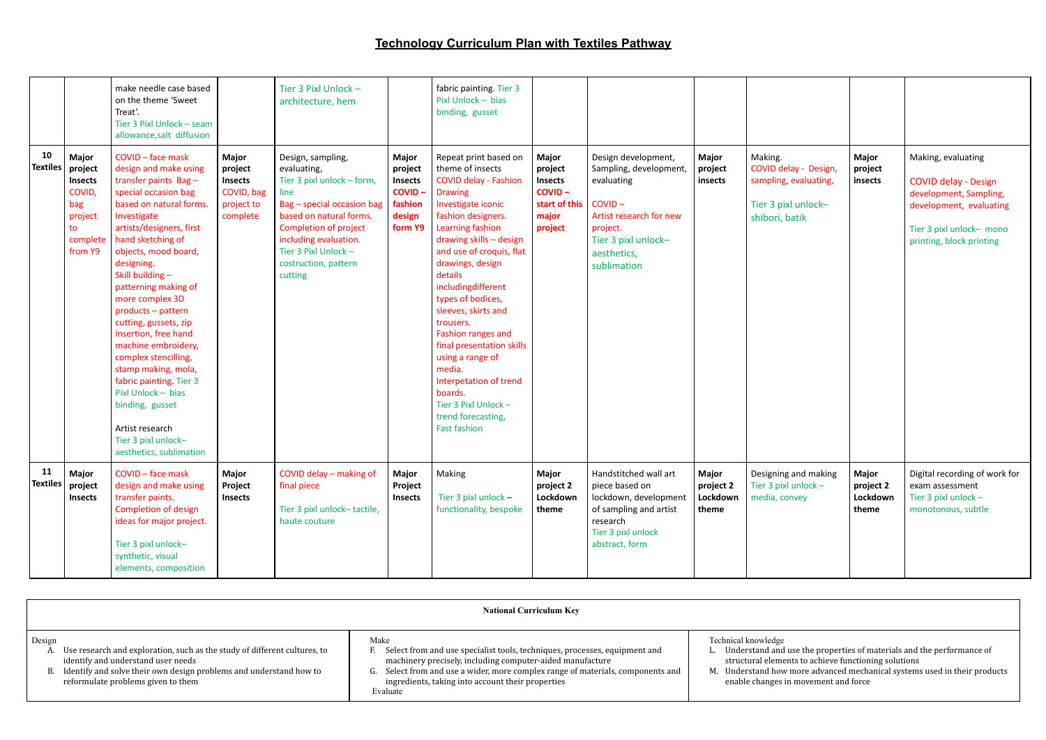# Technology Curriculum Plan with Textiles Pathway

| | | | | | | | | | | | | |
|---|---|---|---|---|---|---|---|---|---|---|---|---|
| | | make needle case based on the theme 'Sweet Treat'. Tier 3 Pixl Unlock – seam allowance,salt diffusion | | Tier 3 Pixl Unlock – architecture, hem | | fabric painting. Tier 3 Pixl Unlock – bias binding, gusset | | | | | | |
| **10 Textiles** | **Major project Insects** COVID, bag project to complete from Y9 | COVID – face mask design and make using transfer paints Bag – special occasion bag based on natural forms. Investigate artists/designers, first hand sketching of objects, mood board, designing. Skill building – patterning making of more complex 3D products – pattern cutting, gussets, zip insertion, free hand machine embroidery, complex stencilling, stamp making, mola, fabric painting. Tier 3 Pixl Unlock – bias binding, gusset<br><br>Artist research<br>Tier 3 pixl unlock– aesthetics, sublimation | **Major project Insects** COVID, bag project to complete | Design, sampling, evaluating, Tier 3 pixl unlock – form, line Bag – special occasion bag based on natural forms. Completion of project including evaluation. Tier 3 Pixl Unlock – costruction, pattern cutting | **Major project Insects COVID – fashion design form Y9** | Repeat print based on theme of insects COVID delay - Fashion Drawing Investigate iconic fashion designers. Learning fashion drawing skills – design and use of croquis, flat drawings, design details includingdifferent types of bodices, sleeves, skirts and trousers. Fashion ranges and final presentation skills using a range of media. Interpetation of trend boards. Tier 3 Pixl Unlock – trend forecasting, Fast fashion | **Major project Insects COVID – start of this major project** | Design development, Sampling, development, evaluating<br><br>COVID – Artist research for new project. Tier 3 pixl unlock– aesthetics, sublimation | **Major project insects** | Making. COVID delay - Design, sampling, evaluating,<br><br>Tier 3 pixl unlock– shibori, batik | **Major project insects** | Making, evaluating<br><br>COVID delay - Design development, Sampling, development, evaluating<br><br>Tier 3 pixl unlock– mono printing, block printing |
| **11 Textiles** | **Major project Insects** | COVID – face mask design and make using transfer paints. Completion of design ideas for major project.<br><br>Tier 3 pixl unlock– synthetic, visual elements, composition | **Major Project Insects** | COVID delay – making of final piece<br><br>Tier 3 pixl unlock– tactile, haute couture | **Major Project Insects** | Making<br><br>Tier 3 pixl unlock – functionality, bespoke | **Major project 2 Lockdown theme** | Handstitched wall art piece based on lockdown, development of sampling and artist research Tier 3 pixl unlock abstract, form | **Major project 2 Lockdown theme** | Designing and making Tier 3 pixl unlock – media, convey | **Major project 2 Lockdown theme** | Digital recording of work for exam assessment Tier 3 pixl unlock – monotonous, subtle |

**National Curriculum Key**

| Design | Make | Technical knowledge |
|---|---|---|
| A. Use research and exploration, such as the study of different cultures, to identify and understand user needs<br>B. Identify and solve their own design problems and understand how to reformulate problems given to them | F. Select from and use specialist tools, techniques, processes, equipment and machinery precisely, including computer-aided manufacture<br>G. Select from and use a wider, more complex range of materials, components and ingredients, taking into account their properties<br>Evaluate | L. Understand and use the properties of materials and the performance of structural elements to achieve functioning solutions<br>M. Understand how more advanced mechanical systems used in their products enable changes in movement and force |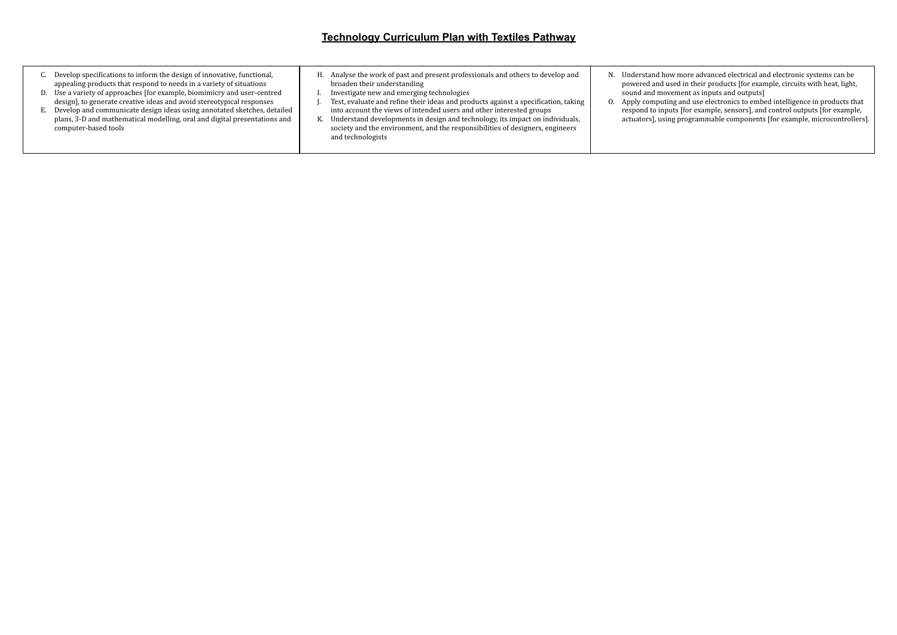# Technology Curriculum Plan with Textiles Pathway

| | | |
|---|---|---|
| C. Develop specifications to inform the design of innovative, functional, appealing products that respond to needs in a variety of situations<br>D. Use a variety of approaches [for example, biomimicry and user-centred design], to generate creative ideas and avoid stereotypical responses<br>E. Develop and communicate design ideas using annotated sketches, detailed plans, 3-D and mathematical modelling, oral and digital presentations and computer-based tools | H. Analyse the work of past and present professionals and others to develop and broaden their understanding<br>I. Investigate new and emerging technologies<br>J. Test, evaluate and refine their ideas and products against a specification, taking into account the views of intended users and other interested groups<br>K. Understand developments in design and technology, its impact on individuals, society and the environment, and the responsibilities of designers, engineers and technologists | N. Understand how more advanced electrical and electronic systems can be powered and used in their products [for example, circuits with heat, light, sound and movement as inputs and outputs]<br>O. Apply computing and use electronics to embed intelligence in products that respond to inputs [for example, sensors], and control outputs [for example, actuators], using programmable components [for example, microcontrollers]. |